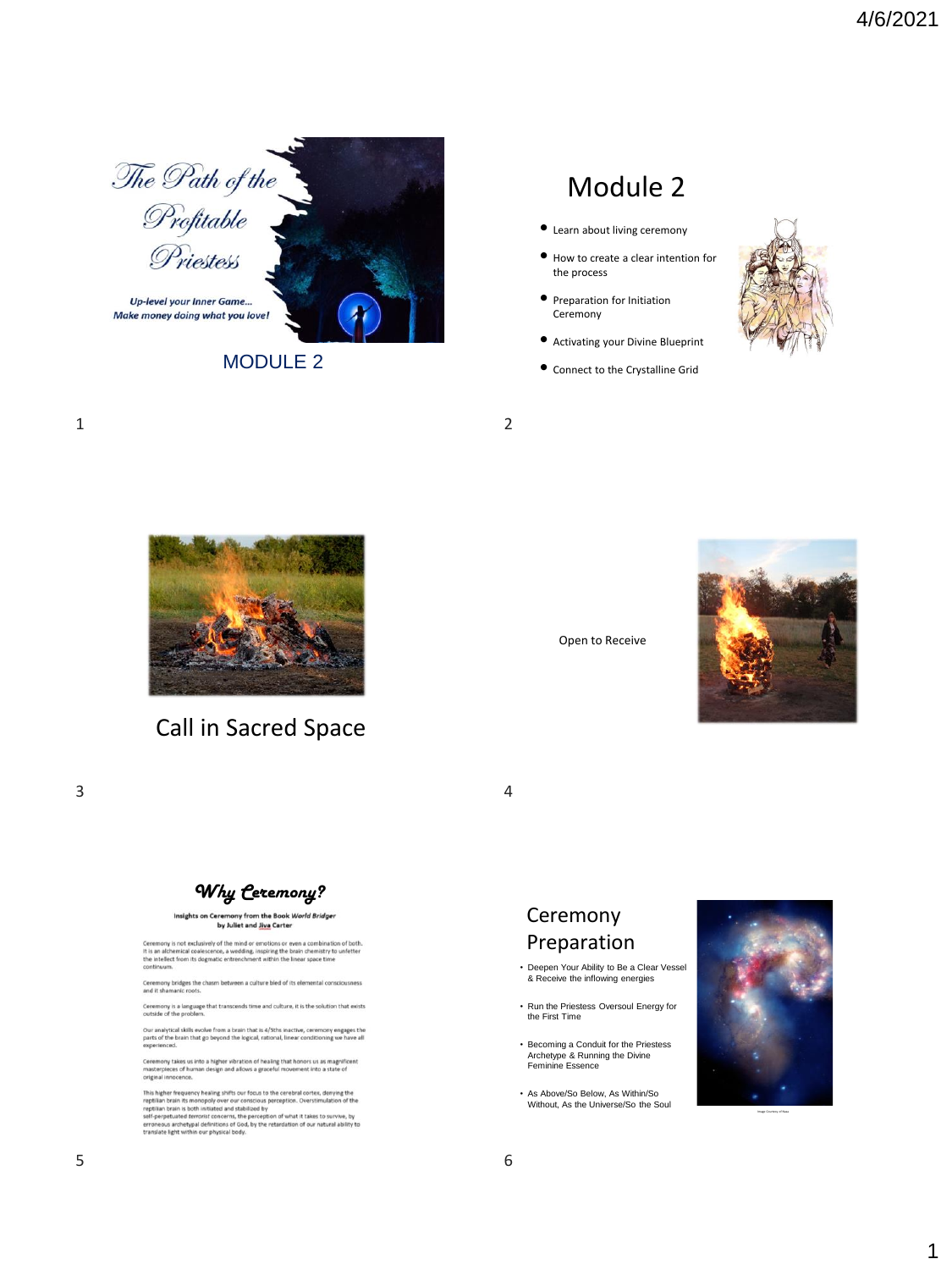# The Path of the Profitable Priestess

*Up-level your Inner Game... Make money doing what you love!*

MODULE 2

## Module 2

- Learn about living ceremony
- How to create a clear intention for the process
- Preparation for Initiation Ceremony
- Activating your Divine Blueprint
- Connect to the Crystalline Grid

## Call in Sacred Space

Open to Receive

## *Why Ceremony?*

**Insights on Ceremony from the Book *World Bridger* by Juliet and Jiva Carter**

Ceremony is not exclusively of the mind or emotions or even a combination of both. It is an alchemical coalescence, a wedding, inspiring the brain chemistry to unfetter the intellect from its dogmatic entrenchment within the linear space time continuum.

Ceremony bridges the chasm between a culture bled of its elemental consciousness and it shamanic roots.

Ceremony is a language that transcends time and culture, it is the solution that exists outside of the problem.

Our analytical skills evolve from a brain that is 4/5ths inactive, ceremony engages the parts of the brain that go beyond the logical, rational, linear conditioning we have all experienced.

Ceremony takes us into a higher vibration of healing that honors us as magnificent masterpieces of human design and allows a graceful movement into a state of original innocence.

This higher frequency healing shifts our focus to the cerebral cortex, denying the reptilian brain its monopoly over our conscious perception. Overstimulation of the reptilian brain is both initiated and stabilized by self-perpetuated terrorist concerns, the perception of what it takes to survive, by erroneous archetypal definitions of God, by the retardation of our natural ability to translate light within our physical body.

## Ceremony Preparation

- Deepen Your Ability to Be a Clear Vessel & Receive the inflowing energies
- Run the Priestess Oversoul Energy for the First Time
- Becoming a Conduit for the Priestess Archetype & Running the Divine Feminine Essence
- As Above/So Below, As Within/So Without, As the Universe/So the Soul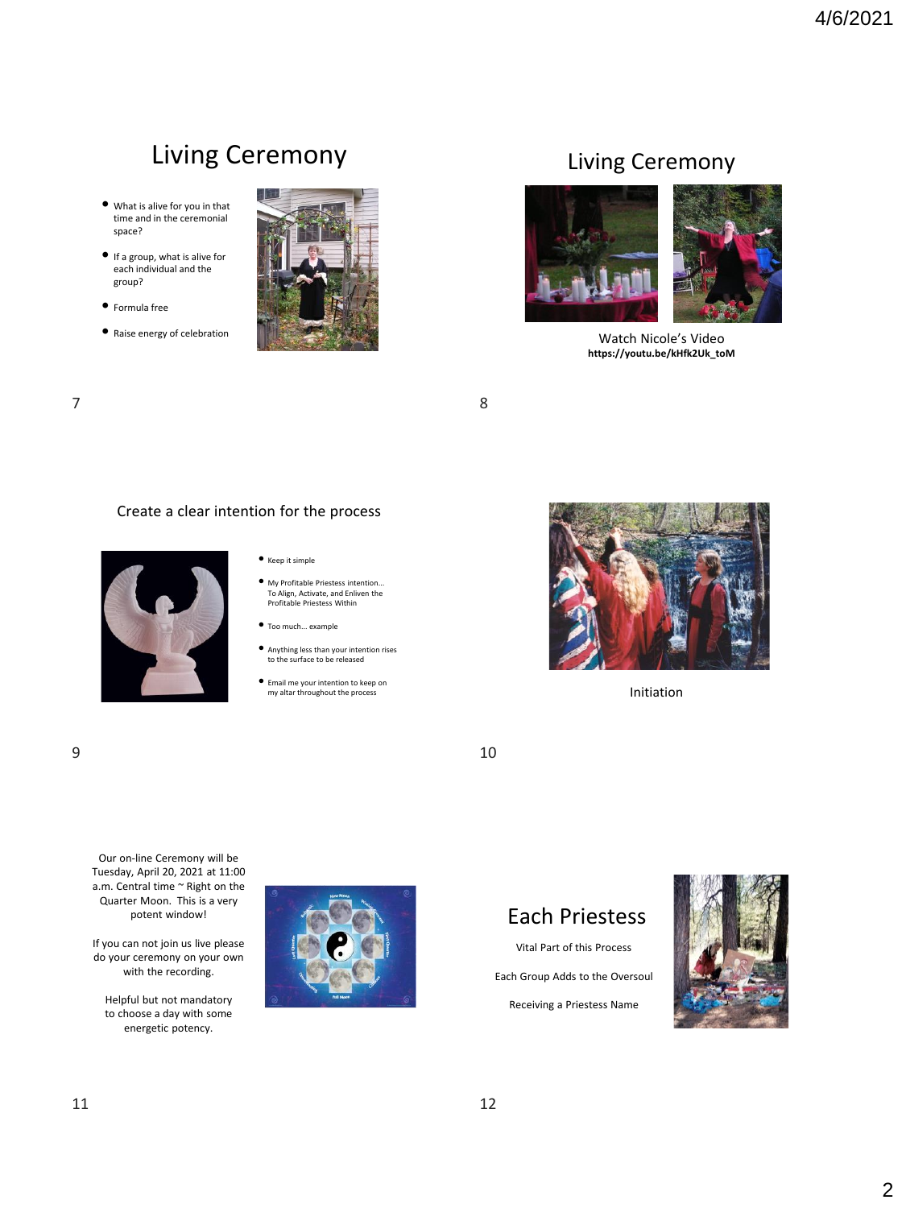## Living Ceremony

- What is alive for you in that time and in the ceremonial space?
- If a group, what is alive for each individual and the group?
- Formula free
- Raise energy of celebration

## Living Ceremony

Watch Nicole's Video

**https://youtu.be/kHfk2Uk_toM**

## Create a clear intention for the process

- Keep it simple
- My Profitable Priestess intention… To Align, Activate, and Enliven the Profitable Priestess Within
- Too much… example
- Anything less than your intention rises to the surface to be released
- Email me your intention to keep on my altar throughout the process

Initiation

Our on-line Ceremony will be Tuesday, April 20, 2021 at 11:00 a.m. Central time ~ Right on the Quarter Moon. This is a very potent window!

If you can not join us live please do your ceremony on your own with the recording.

Helpful but not mandatory to choose a day with some energetic potency.

## Each Priestess

Vital Part of this Process

Each Group Adds to the Oversoul

Receiving a Priestess Name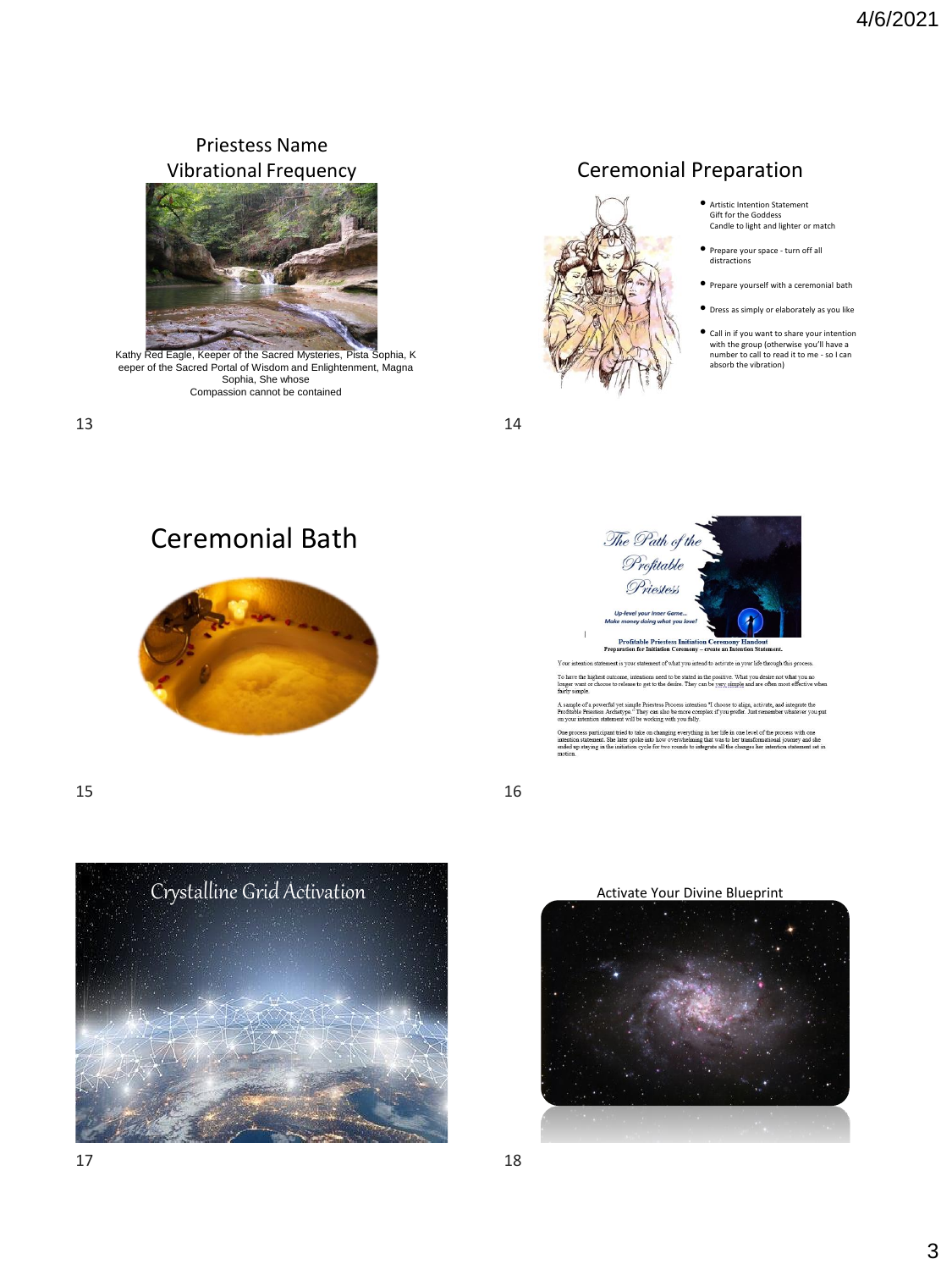## Priestess Name
## Vibrational Frequency

Kathy Red Eagle, Keeper of the Sacred Mysteries, Pista Sophia, Keeper of the Sacred Portal of Wisdom and Enlightenment, Magna Sophia, She whose Compassion cannot be contained

## Ceremonial Preparation

- Artistic Intention Statement
  Gift for the Goddess
  Candle to light and lighter or match
- Prepare your space - turn off all distractions
- Prepare yourself with a ceremonial bath
- Dress as simply or elaborately as you like
- Call in if you want to share your intention with the group (otherwise you'll have a number to call to read it to me - so I can absorb the vibration)

## Ceremonial Bath

*The Path of the Profitable Priestess*

*Up-level your Inner Game... Make money doing what you love!*

**Profitable Priestess Initiation Ceremony Handout**
**Preparation for Initiation Ceremony – create an Intention Statement.**

Your intention statement is your statement of what you intend to activate in your life through this process.

To have the highest outcome, intentions need to be stated in the positive. What you desire not what you no longer want or choose to release to get to the desire. They can be very simple and are often most effective when fairly simple.

A sample of a powerful yet simple Priestess Process intention "I choose to align, activate, and integrate the Profitable Priestess Archetype." They can also be more complex if you prefer. Just remember whatever you put on your intention statement will be working with you fully.

One process participant tried to take on changing everything in her life in one level of the process with one intention statement. She later spoke into how overwhelming that was to her transformational journey and she ended up staying in the initiation cycle for two rounds to integrate all the changes her intention statement set in motion.

## Crystalline Grid Activation

## Activate Your Divine Blueprint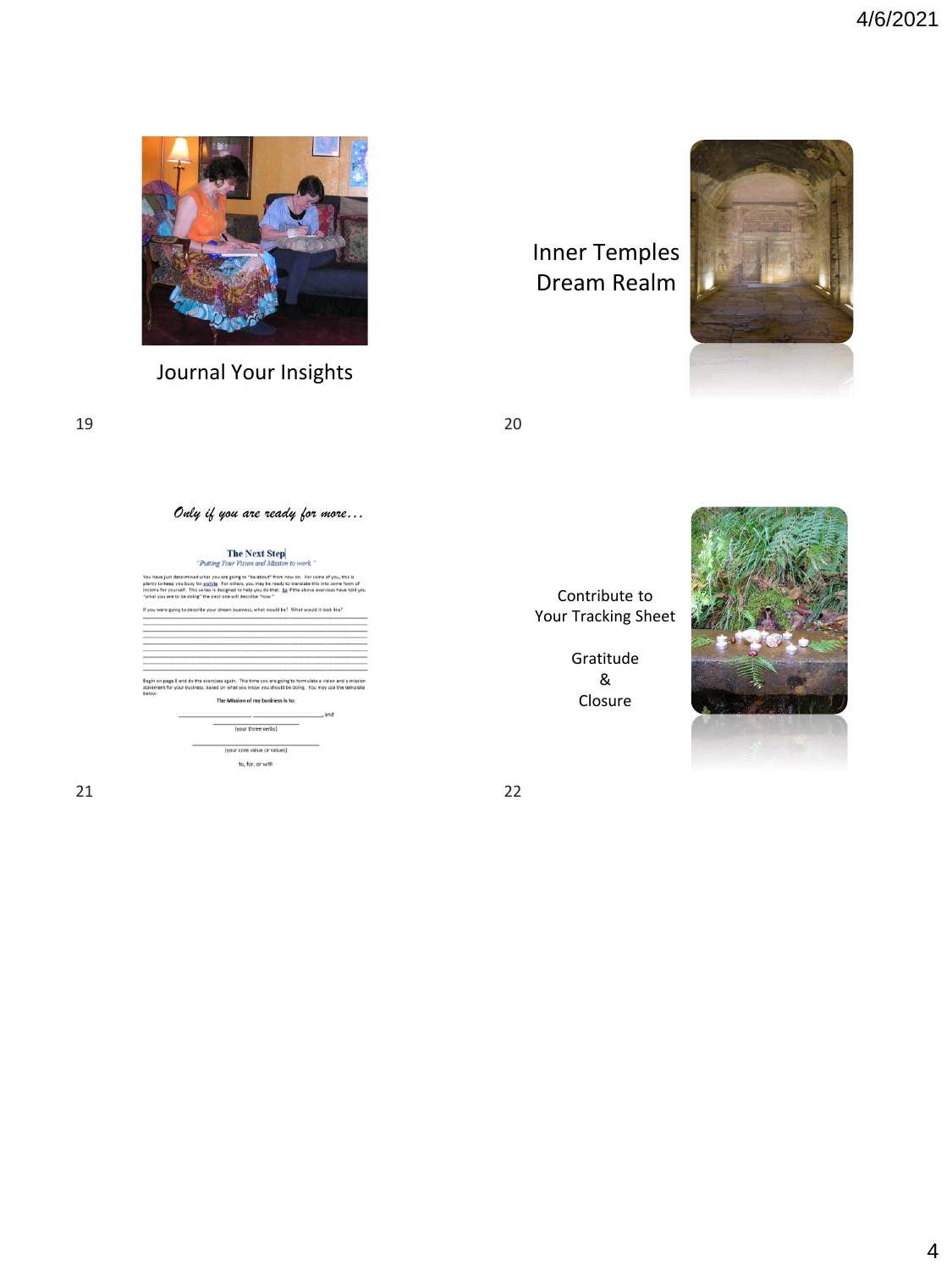Journal Your Insights

Inner Temples
Dream Realm

*Only if you are ready for more…*

**The Next Step**

*"Putting Your Vision and Mission to work."*

You have just determined what you are going to "be about" from now on. For some of you, this is plenty to keep you busy for awhile. For others, you may be ready to translate this into some form of income for yourself. This series is designed to help you do that. So if the above exercises have told you "what you are to be doing" the next one will describe "how."

If you were going to describe your dream business, what would be? What would it look like?

Begin on page 8 and do the exercises again. This time you are going to formulate a vision and a mission statement for your business, based on what you know you should be doing. You may use the template below:

**The Mission of my business is to:**

\_\_\_\_\_\_\_\_\_\_\_\_, \_\_\_\_\_\_\_\_\_\_\_\_, and \_\_\_\_\_\_\_\_\_\_\_\_

(your three verbs)

\_\_\_\_\_\_\_\_\_\_\_\_

(your core value or values)

to, for, or with

Contribute to
Your Tracking Sheet

Gratitude
&
Closure